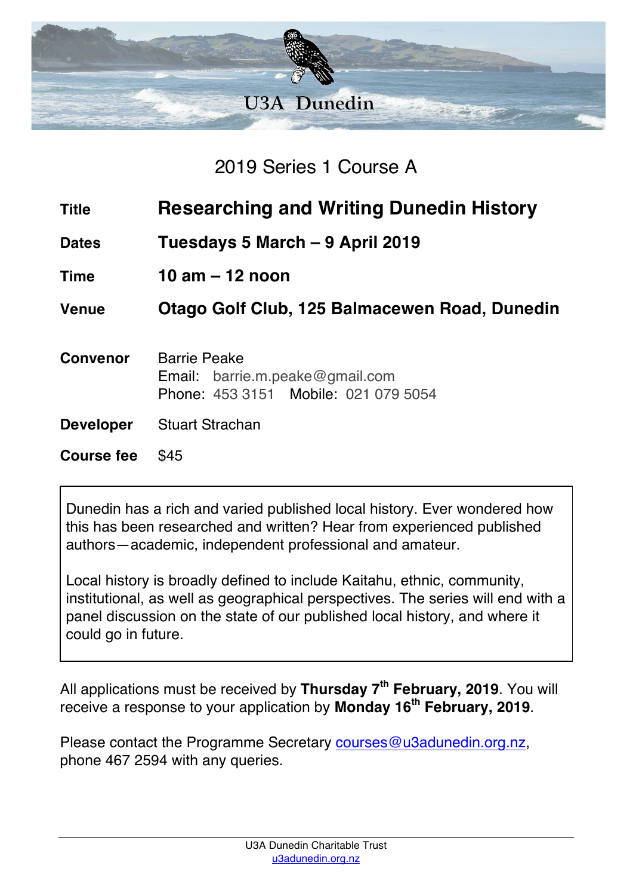# U3A Dunedin

## 2019 Series 1 Course A

| | |
|---|---|
| **Title** | **Researching and Writing Dunedin History** |
| **Dates** | **Tuesdays 5 March – 9 April 2019** |
| **Time** | **10 am – 12 noon** |
| **Venue** | **Otago Golf Club, 125 Balmacewen Road, Dunedin** |
| **Convenor** | Barrie Peake<br>Email: barrie.m.peake@gmail.com<br>Phone: 453 3151 Mobile: 021 079 5054 |
| **Developer** | Stuart Strachan |
| **Course fee** | $45 |

Dunedin has a rich and varied published local history. Ever wondered how this has been researched and written? Hear from experienced published authors—academic, independent professional and amateur.

Local history is broadly defined to include Kaitahu, ethnic, community, institutional, as well as geographical perspectives. The series will end with a panel discussion on the state of our published local history, and where it could go in future.

All applications must be received by **Thursday 7th February, 2019**. You will receive a response to your application by **Monday 16th February, 2019**.

Please contact the Programme Secretary courses@u3adunedin.org.nz, phone 467 2594 with any queries.

U3A Dunedin Charitable Trust
u3adunedin.org.nz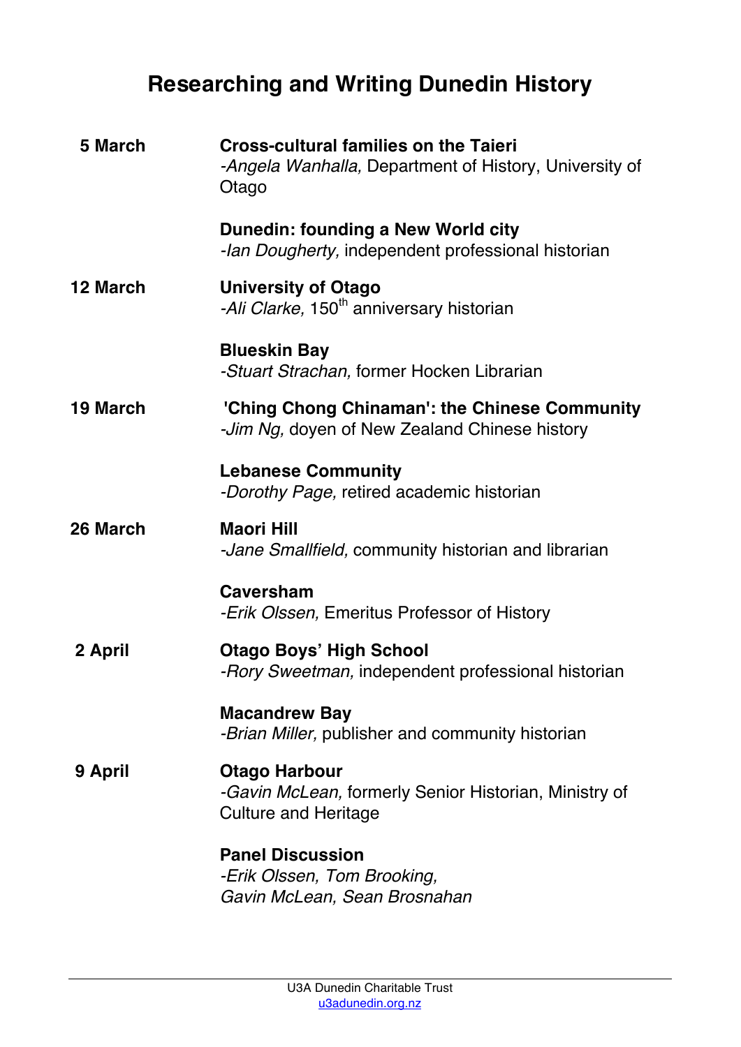# Researching and Writing Dunedin History

| | | |
|---|---|---|
| 5 March | **Cross-cultural families on the Taieri**<br>-*Angela Wanhalla,* Department of History, University of Otago | |
| | **Dunedin: founding a New World city**<br>-*Ian Dougherty,* independent professional historian | |
| 12 March | **University of Otago**<br>-*Ali Clarke,* 150th anniversary historian | |
| | **Blueskin Bay**<br>-*Stuart Strachan,* former Hocken Librarian | |
| 19 March | **'Ching Chong Chinaman': the Chinese Community**<br>-*Jim Ng,* doyen of New Zealand Chinese history | |
| | **Lebanese Community**<br>-*Dorothy Page,* retired academic historian | |
| 26 March | **Maori Hill**<br>-*Jane Smallfield,* community historian and librarian | |
| | **Caversham**<br>-*Erik Olssen,* Emeritus Professor of History | |
| 2 April | **Otago Boys' High School**<br>-*Rory Sweetman,* independent professional historian | |
| | **Macandrew Bay**<br>-*Brian Miller,* publisher and community historian | |
| 9 April | **Otago Harbour**<br>-*Gavin McLean,* formerly Senior Historian, Ministry of Culture and Heritage | |
| | **Panel Discussion**<br>-*Erik Olssen, Tom Brooking, Gavin McLean, Sean Brosnahan* | |

U3A Dunedin Charitable Trust
u3adunedin.org.nz